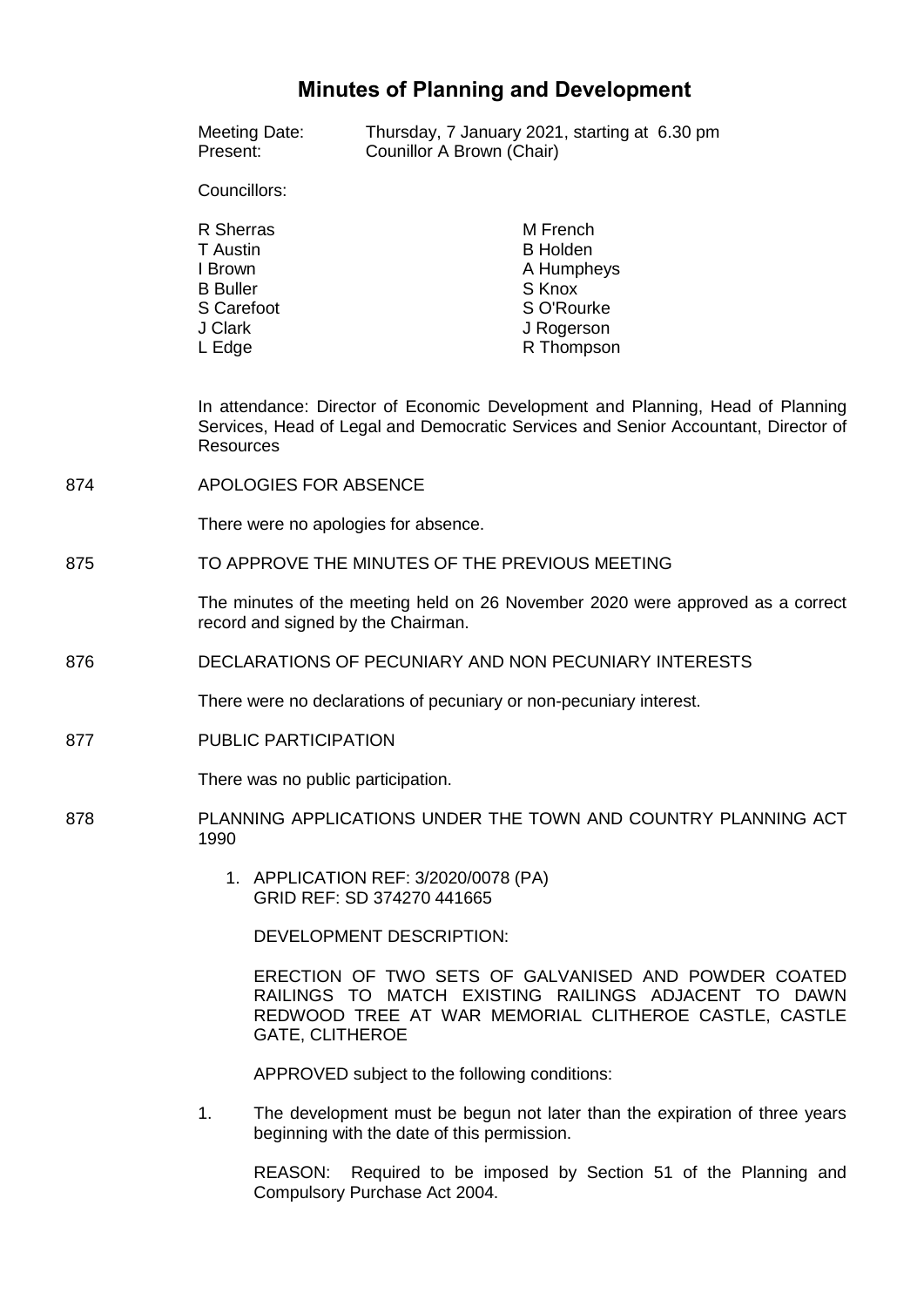# Minutes of Planning and Development

Meeting Date: Thursday, 7 January 2021, starting at 6.30 pm
Present: Counillor A Brown (Chair)

Councillors:

| | |
|---|---|
| R Sherras | M French |
| T Austin | B Holden |
| I Brown | A Humpheys |
| B Buller | S Knox |
| S Carefoot | S O'Rourke |
| J Clark | J Rogerson |
| L Edge | R Thompson |

In attendance: Director of Economic Development and Planning, Head of Planning Services, Head of Legal and Democratic Services and Senior Accountant, Director of Resources

874 APOLOGIES FOR ABSENCE

There were no apologies for absence.

875 TO APPROVE THE MINUTES OF THE PREVIOUS MEETING

The minutes of the meeting held on 26 November 2020 were approved as a correct record and signed by the Chairman.

876 DECLARATIONS OF PECUNIARY AND NON PECUNIARY INTERESTS

There were no declarations of pecuniary or non-pecuniary interest.

877 PUBLIC PARTICIPATION

There was no public participation.

878 PLANNING APPLICATIONS UNDER THE TOWN AND COUNTRY PLANNING ACT 1990

1. APPLICATION REF: 3/2020/0078 (PA)
   GRID REF: SD 374270 441665

   DEVELOPMENT DESCRIPTION:

   ERECTION OF TWO SETS OF GALVANISED AND POWDER COATED RAILINGS TO MATCH EXISTING RAILINGS ADJACENT TO DAWN REDWOOD TREE AT WAR MEMORIAL CLITHEROE CASTLE, CASTLE GATE, CLITHEROE

   APPROVED subject to the following conditions:

1. The development must be begun not later than the expiration of three years beginning with the date of this permission.

   REASON: Required to be imposed by Section 51 of the Planning and Compulsory Purchase Act 2004.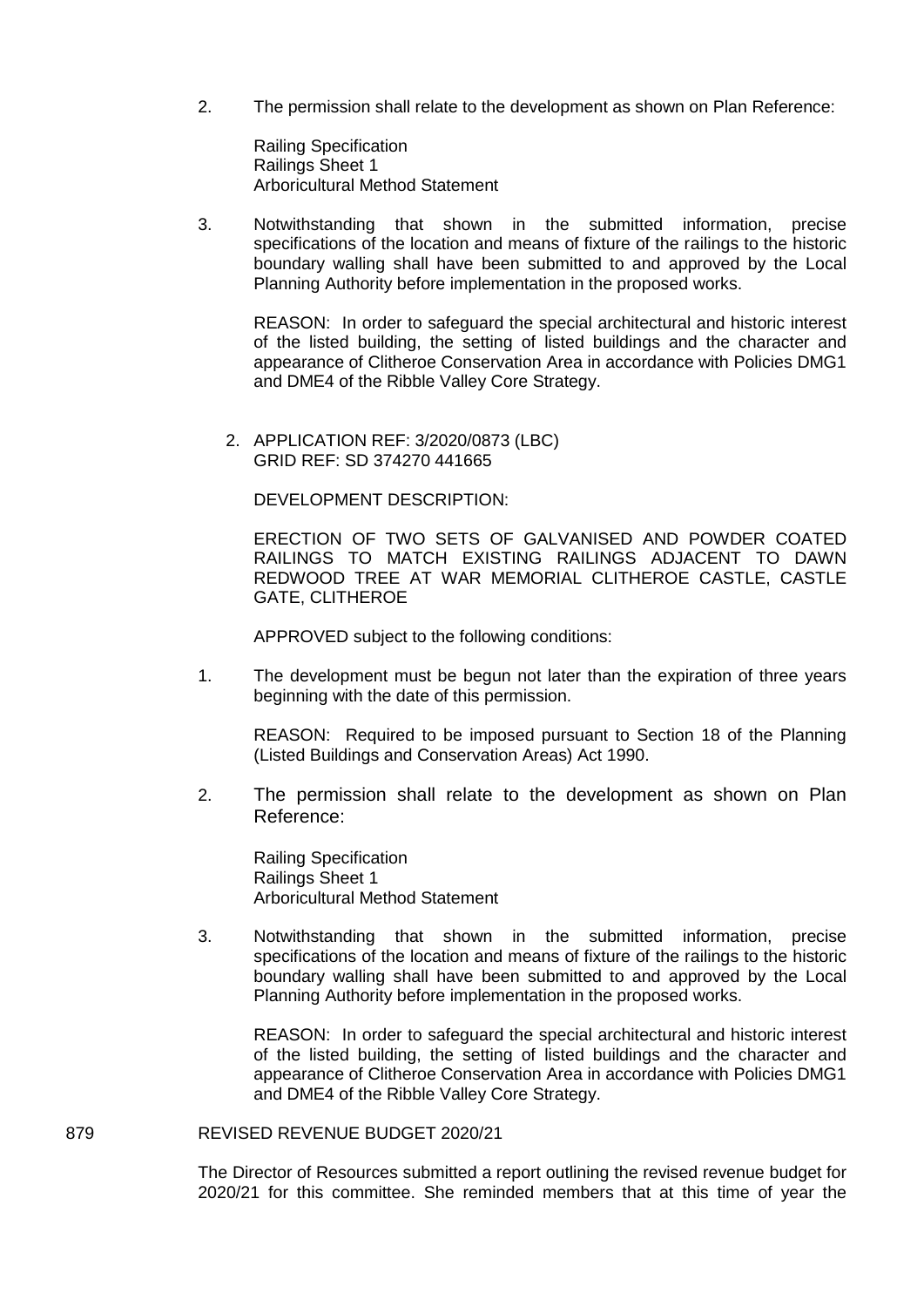2. The permission shall relate to the development as shown on Plan Reference:

   Railing Specification
   Railings Sheet 1
   Arboricultural Method Statement

3. Notwithstanding that shown in the submitted information, precise specifications of the location and means of fixture of the railings to the historic boundary walling shall have been submitted to and approved by the Local Planning Authority before implementation in the proposed works.

   REASON: In order to safeguard the special architectural and historic interest of the listed building, the setting of listed buildings and the character and appearance of Clitheroe Conservation Area in accordance with Policies DMG1 and DME4 of the Ribble Valley Core Strategy.

2. APPLICATION REF: 3/2020/0873 (LBC)
   GRID REF: SD 374270 441665

   DEVELOPMENT DESCRIPTION:

   ERECTION OF TWO SETS OF GALVANISED AND POWDER COATED RAILINGS TO MATCH EXISTING RAILINGS ADJACENT TO DAWN REDWOOD TREE AT WAR MEMORIAL CLITHEROE CASTLE, CASTLE GATE, CLITHEROE

   APPROVED subject to the following conditions:

1. The development must be begun not later than the expiration of three years beginning with the date of this permission.

   REASON: Required to be imposed pursuant to Section 18 of the Planning (Listed Buildings and Conservation Areas) Act 1990.

2. The permission shall relate to the development as shown on Plan Reference:

   Railing Specification
   Railings Sheet 1
   Arboricultural Method Statement

3. Notwithstanding that shown in the submitted information, precise specifications of the location and means of fixture of the railings to the historic boundary walling shall have been submitted to and approved by the Local Planning Authority before implementation in the proposed works.

   REASON: In order to safeguard the special architectural and historic interest of the listed building, the setting of listed buildings and the character and appearance of Clitheroe Conservation Area in accordance with Policies DMG1 and DME4 of the Ribble Valley Core Strategy.

879 REVISED REVENUE BUDGET 2020/21

The Director of Resources submitted a report outlining the revised revenue budget for 2020/21 for this committee. She reminded members that at this time of year the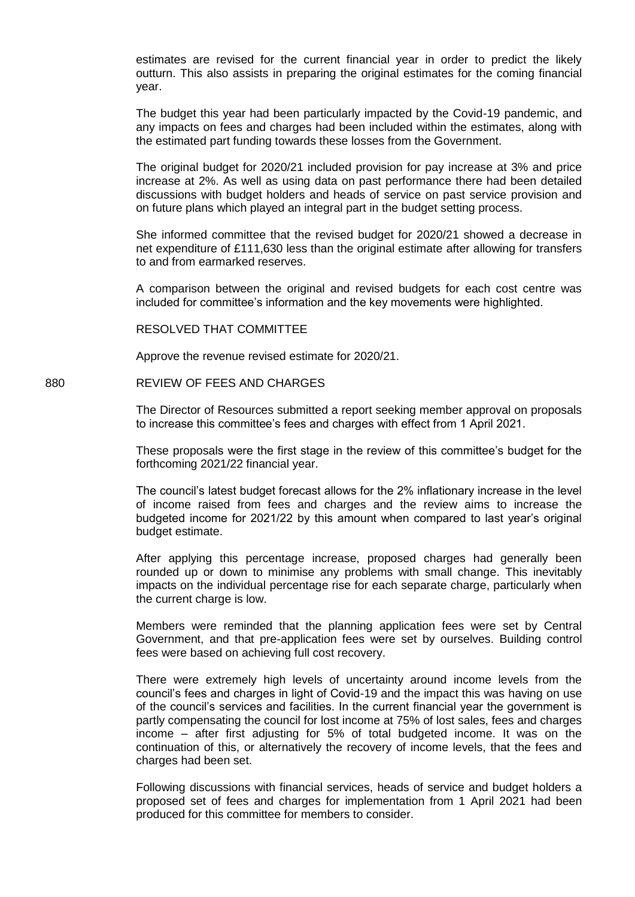estimates are revised for the current financial year in order to predict the likely outturn. This also assists in preparing the original estimates for the coming financial year.

The budget this year had been particularly impacted by the Covid-19 pandemic, and any impacts on fees and charges had been included within the estimates, along with the estimated part funding towards these losses from the Government.

The original budget for 2020/21 included provision for pay increase at 3% and price increase at 2%. As well as using data on past performance there had been detailed discussions with budget holders and heads of service on past service provision and on future plans which played an integral part in the budget setting process.

She informed committee that the revised budget for 2020/21 showed a decrease in net expenditure of £111,630 less than the original estimate after allowing for transfers to and from earmarked reserves.

A comparison between the original and revised budgets for each cost centre was included for committee's information and the key movements were highlighted.

RESOLVED THAT COMMITTEE

Approve the revenue revised estimate for 2020/21.

880 REVIEW OF FEES AND CHARGES

The Director of Resources submitted a report seeking member approval on proposals to increase this committee's fees and charges with effect from 1 April 2021.

These proposals were the first stage in the review of this committee's budget for the forthcoming 2021/22 financial year.

The council's latest budget forecast allows for the 2% inflationary increase in the level of income raised from fees and charges and the review aims to increase the budgeted income for 2021/22 by this amount when compared to last year's original budget estimate.

After applying this percentage increase, proposed charges had generally been rounded up or down to minimise any problems with small change. This inevitably impacts on the individual percentage rise for each separate charge, particularly when the current charge is low.

Members were reminded that the planning application fees were set by Central Government, and that pre-application fees were set by ourselves. Building control fees were based on achieving full cost recovery.

There were extremely high levels of uncertainty around income levels from the council's fees and charges in light of Covid-19 and the impact this was having on use of the council's services and facilities. In the current financial year the government is partly compensating the council for lost income at 75% of lost sales, fees and charges income – after first adjusting for 5% of total budgeted income. It was on the continuation of this, or alternatively the recovery of income levels, that the fees and charges had been set.

Following discussions with financial services, heads of service and budget holders a proposed set of fees and charges for implementation from 1 April 2021 had been produced for this committee for members to consider.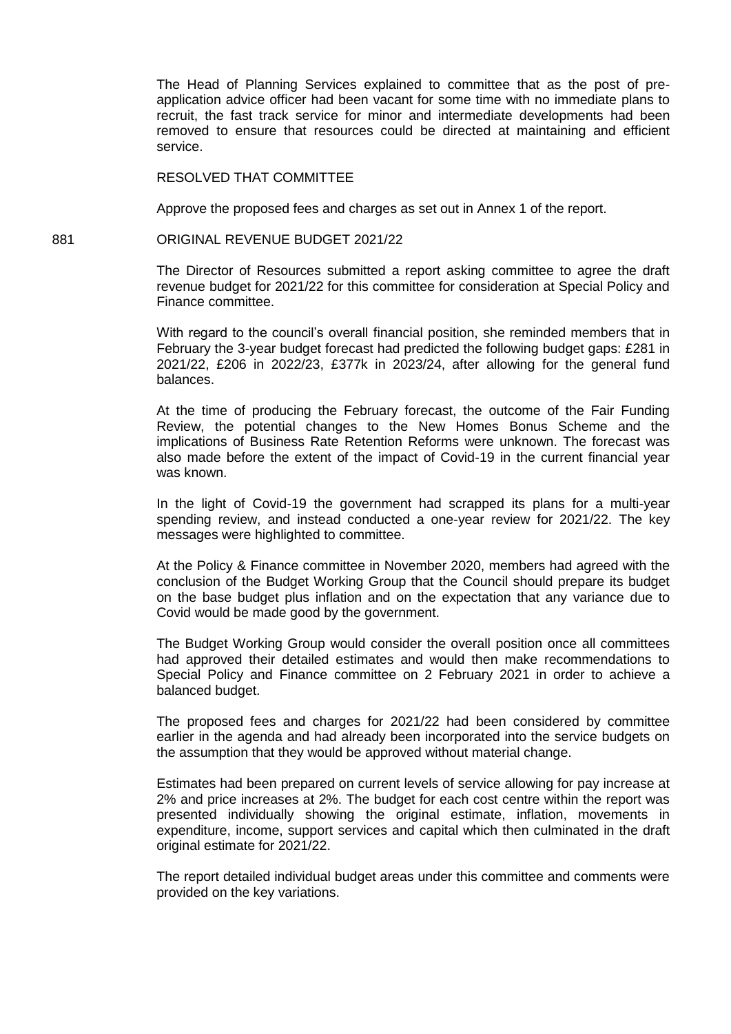The Head of Planning Services explained to committee that as the post of pre-application advice officer had been vacant for some time with no immediate plans to recruit, the fast track service for minor and intermediate developments had been removed to ensure that resources could be directed at maintaining and efficient service.

RESOLVED THAT COMMITTEE

Approve the proposed fees and charges as set out in Annex 1 of the report.

881 ORIGINAL REVENUE BUDGET 2021/22

The Director of Resources submitted a report asking committee to agree the draft revenue budget for 2021/22 for this committee for consideration at Special Policy and Finance committee.

With regard to the council's overall financial position, she reminded members that in February the 3-year budget forecast had predicted the following budget gaps: £281 in 2021/22, £206 in 2022/23, £377k in 2023/24, after allowing for the general fund balances.

At the time of producing the February forecast, the outcome of the Fair Funding Review, the potential changes to the New Homes Bonus Scheme and the implications of Business Rate Retention Reforms were unknown. The forecast was also made before the extent of the impact of Covid-19 in the current financial year was known.

In the light of Covid-19 the government had scrapped its plans for a multi-year spending review, and instead conducted a one-year review for 2021/22. The key messages were highlighted to committee.

At the Policy & Finance committee in November 2020, members had agreed with the conclusion of the Budget Working Group that the Council should prepare its budget on the base budget plus inflation and on the expectation that any variance due to Covid would be made good by the government.

The Budget Working Group would consider the overall position once all committees had approved their detailed estimates and would then make recommendations to Special Policy and Finance committee on 2 February 2021 in order to achieve a balanced budget.

The proposed fees and charges for 2021/22 had been considered by committee earlier in the agenda and had already been incorporated into the service budgets on the assumption that they would be approved without material change.

Estimates had been prepared on current levels of service allowing for pay increase at 2% and price increases at 2%. The budget for each cost centre within the report was presented individually showing the original estimate, inflation, movements in expenditure, income, support services and capital which then culminated in the draft original estimate for 2021/22.

The report detailed individual budget areas under this committee and comments were provided on the key variations.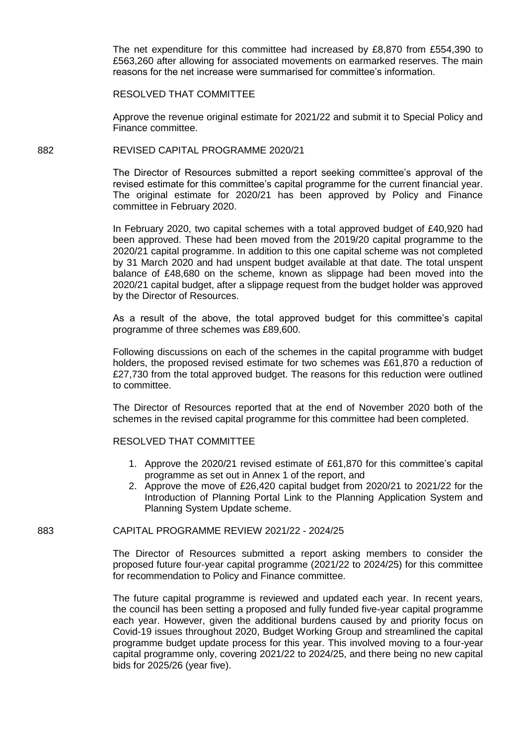The net expenditure for this committee had increased by £8,870 from £554,390 to £563,260 after allowing for associated movements on earmarked reserves. The main reasons for the net increase were summarised for committee's information.

RESOLVED THAT COMMITTEE

Approve the revenue original estimate for 2021/22 and submit it to Special Policy and Finance committee.

882 REVISED CAPITAL PROGRAMME 2020/21

The Director of Resources submitted a report seeking committee's approval of the revised estimate for this committee's capital programme for the current financial year. The original estimate for 2020/21 has been approved by Policy and Finance committee in February 2020.

In February 2020, two capital schemes with a total approved budget of £40,920 had been approved. These had been moved from the 2019/20 capital programme to the 2020/21 capital programme. In addition to this one capital scheme was not completed by 31 March 2020 and had unspent budget available at that date. The total unspent balance of £48,680 on the scheme, known as slippage had been moved into the 2020/21 capital budget, after a slippage request from the budget holder was approved by the Director of Resources.

As a result of the above, the total approved budget for this committee's capital programme of three schemes was £89,600.

Following discussions on each of the schemes in the capital programme with budget holders, the proposed revised estimate for two schemes was £61,870 a reduction of £27,730 from the total approved budget. The reasons for this reduction were outlined to committee.

The Director of Resources reported that at the end of November 2020 both of the schemes in the revised capital programme for this committee had been completed.

RESOLVED THAT COMMITTEE

1. Approve the 2020/21 revised estimate of £61,870 for this committee's capital programme as set out in Annex 1 of the report, and
2. Approve the move of £26,420 capital budget from 2020/21 to 2021/22 for the Introduction of Planning Portal Link to the Planning Application System and Planning System Update scheme.

883 CAPITAL PROGRAMME REVIEW 2021/22 - 2024/25

The Director of Resources submitted a report asking members to consider the proposed future four-year capital programme (2021/22 to 2024/25) for this committee for recommendation to Policy and Finance committee.

The future capital programme is reviewed and updated each year. In recent years, the council has been setting a proposed and fully funded five-year capital programme each year. However, given the additional burdens caused by and priority focus on Covid-19 issues throughout 2020, Budget Working Group and streamlined the capital programme budget update process for this year. This involved moving to a four-year capital programme only, covering 2021/22 to 2024/25, and there being no new capital bids for 2025/26 (year five).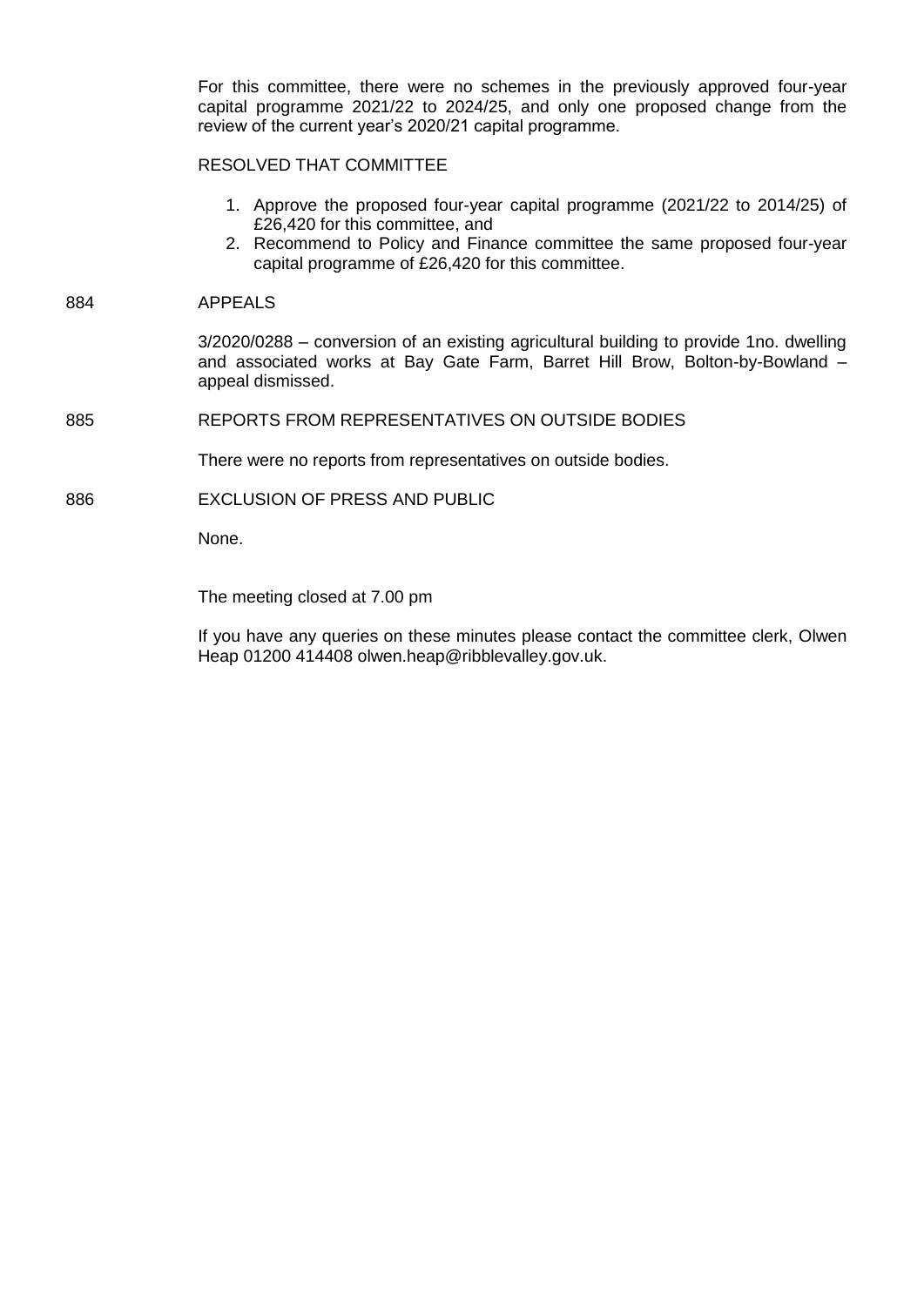For this committee, there were no schemes in the previously approved four-year capital programme 2021/22 to 2024/25, and only one proposed change from the review of the current year's 2020/21 capital programme.

RESOLVED THAT COMMITTEE

1. Approve the proposed four-year capital programme (2021/22 to 2014/25) of £26,420 for this committee, and
2. Recommend to Policy and Finance committee the same proposed four-year capital programme of £26,420 for this committee.

884 APPEALS

3/2020/0288 – conversion of an existing agricultural building to provide 1no. dwelling and associated works at Bay Gate Farm, Barret Hill Brow, Bolton-by-Bowland – appeal dismissed.

885 REPORTS FROM REPRESENTATIVES ON OUTSIDE BODIES

There were no reports from representatives on outside bodies.

886 EXCLUSION OF PRESS AND PUBLIC

None.

The meeting closed at 7.00 pm

If you have any queries on these minutes please contact the committee clerk, Olwen Heap 01200 414408 olwen.heap@ribblevalley.gov.uk.